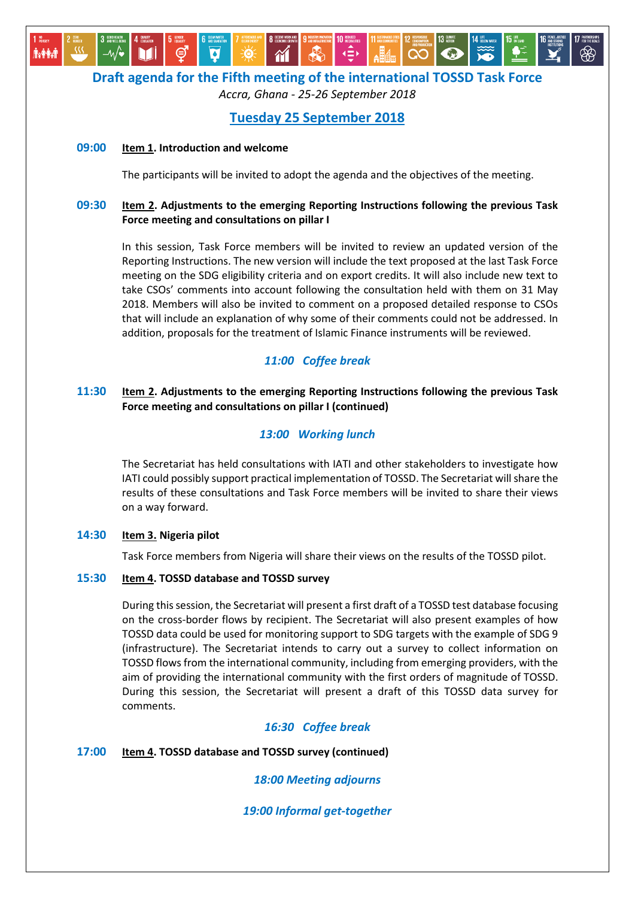# Draft agenda for the Fifth meeting of the international TOSSD Task Force

*Accra, Ghana - 25-26 September 2018*

## Tuesday 25 September 2018

**09:00** **Item 1. Introduction and welcome**

The participants will be invited to adopt the agenda and the objectives of the meeting.

**09:30** **Item 2. Adjustments to the emerging Reporting Instructions following the previous Task Force meeting and consultations on pillar I**

In this session, Task Force members will be invited to review an updated version of the Reporting Instructions. The new version will include the text proposed at the last Task Force meeting on the SDG eligibility criteria and on export credits. It will also include new text to take CSOs' comments into account following the consultation held with them on 31 May 2018. Members will also be invited to comment on a proposed detailed response to CSOs that will include an explanation of why some of their comments could not be addressed. In addition, proposals for the treatment of Islamic Finance instruments will be reviewed.

*11:00 Coffee break*

**11:30** **Item 2. Adjustments to the emerging Reporting Instructions following the previous Task Force meeting and consultations on pillar I (continued)**

*13:00 Working lunch*

The Secretariat has held consultations with IATI and other stakeholders to investigate how IATI could possibly support practical implementation of TOSSD. The Secretariat will share the results of these consultations and Task Force members will be invited to share their views on a way forward.

**14:30** **Item 3. Nigeria pilot**

Task Force members from Nigeria will share their views on the results of the TOSSD pilot.

**15:30** **Item 4. TOSSD database and TOSSD survey**

During this session, the Secretariat will present a first draft of a TOSSD test database focusing on the cross-border flows by recipient. The Secretariat will also present examples of how TOSSD data could be used for monitoring support to SDG targets with the example of SDG 9 (infrastructure). The Secretariat intends to carry out a survey to collect information on TOSSD flows from the international community, including from emerging providers, with the aim of providing the international community with the first orders of magnitude of TOSSD. During this session, the Secretariat will present a draft of this TOSSD data survey for comments.

*16:30 Coffee break*

**17:00** **Item 4. TOSSD database and TOSSD survey (continued)**

*18:00 Meeting adjourns*

*19:00 Informal get-together*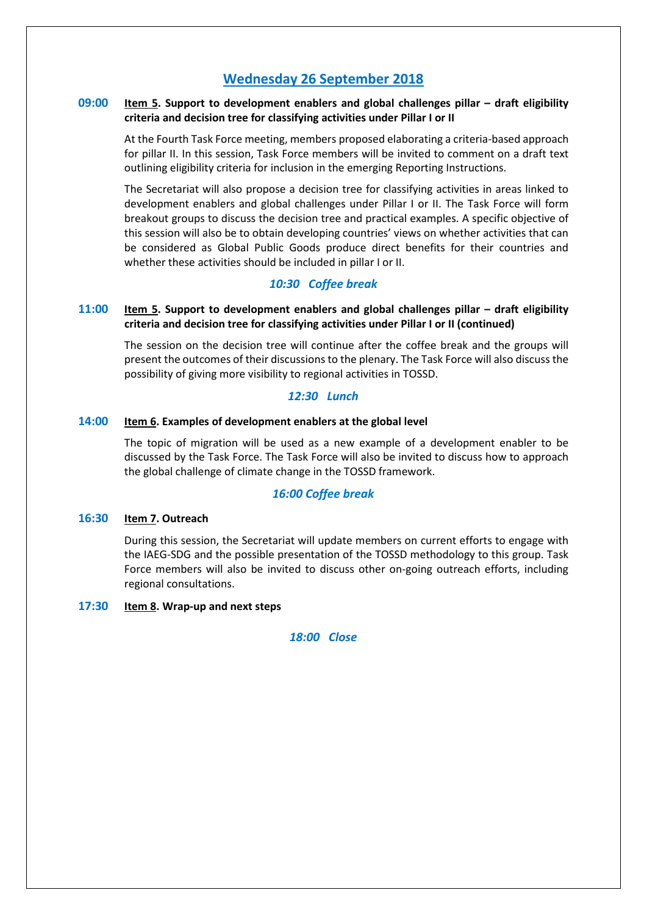## Wednesday 26 September 2018

**09:00** **Item 5. Support to development enablers and global challenges pillar – draft eligibility criteria and decision tree for classifying activities under Pillar I or II**

At the Fourth Task Force meeting, members proposed elaborating a criteria-based approach for pillar II. In this session, Task Force members will be invited to comment on a draft text outlining eligibility criteria for inclusion in the emerging Reporting Instructions.

The Secretariat will also propose a decision tree for classifying activities in areas linked to development enablers and global challenges under Pillar I or II. The Task Force will form breakout groups to discuss the decision tree and practical examples. A specific objective of this session will also be to obtain developing countries' views on whether activities that can be considered as Global Public Goods produce direct benefits for their countries and whether these activities should be included in pillar I or II.

*10:30 Coffee break*

**11:00** **Item 5. Support to development enablers and global challenges pillar – draft eligibility criteria and decision tree for classifying activities under Pillar I or II (continued)**

The session on the decision tree will continue after the coffee break and the groups will present the outcomes of their discussions to the plenary. The Task Force will also discuss the possibility of giving more visibility to regional activities in TOSSD.

*12:30 Lunch*

**14:00** **Item 6. Examples of development enablers at the global level**

The topic of migration will be used as a new example of a development enabler to be discussed by the Task Force. The Task Force will also be invited to discuss how to approach the global challenge of climate change in the TOSSD framework.

*16:00 Coffee break*

**16:30** **Item 7. Outreach**

During this session, the Secretariat will update members on current efforts to engage with the IAEG-SDG and the possible presentation of the TOSSD methodology to this group. Task Force members will also be invited to discuss other on-going outreach efforts, including regional consultations.

**17:30** **Item 8. Wrap-up and next steps**

*18:00 Close*